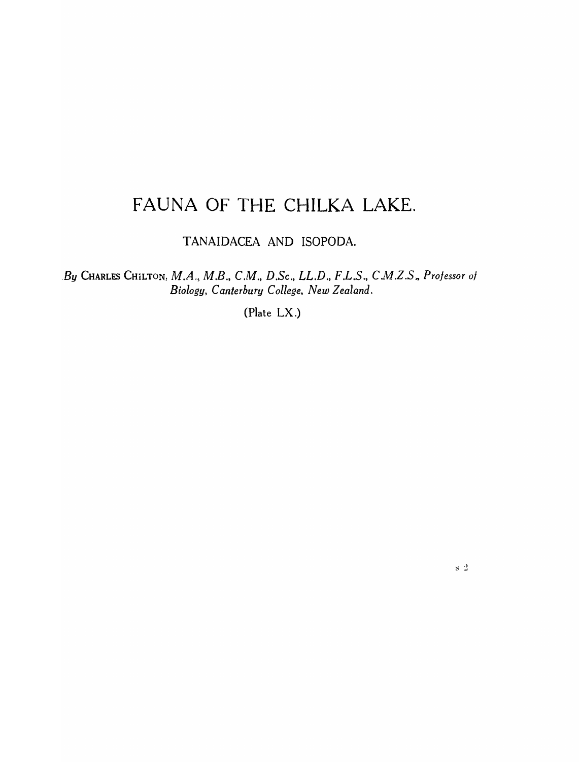# FAUNA OF THE CHILKA LAKE.

## TANAIDACEA AND ISOPODA.

*By* CHARLES CHILTON, *M.A., M.B., C.M., D.Sc., LL.D., F.L.S., C.M.Z.S., Professor of Biology, Canterbury College, New Zealand.*

(Plate LX.)

s 2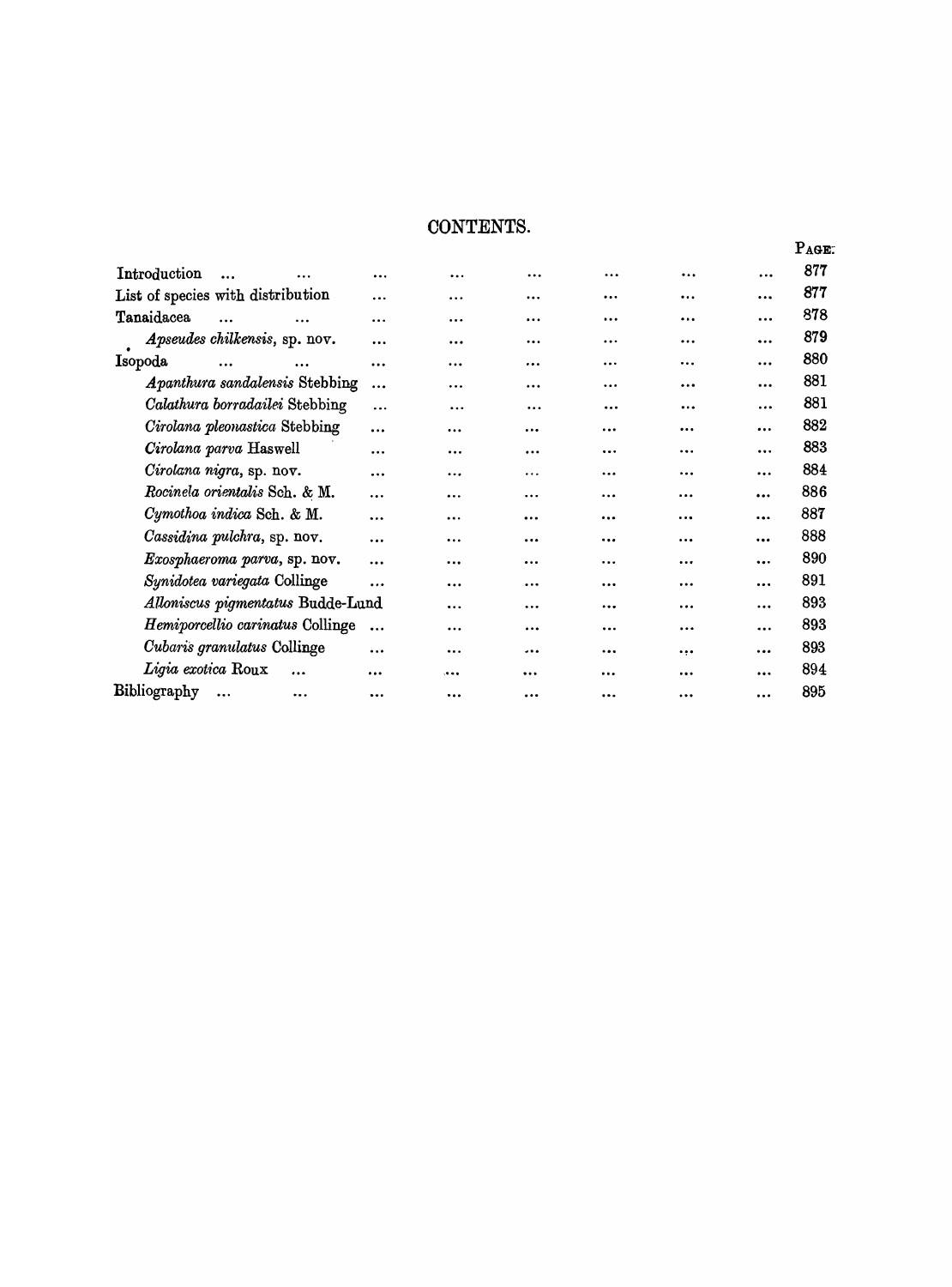## CONTENTS.

| | PAGE |
|---|---|
| Introduction | 877 |
| List of species with distribution | 877 |
| Tanaidacea | 878 |
| *Apseudes chilkensis*, sp. nov. | 879 |
| Isopoda | 880 |
| *Apanthura sandalensis* Stebbing | 881 |
| *Calathura borradailei* Stebbing | 881 |
| *Cirolana pleonastica* Stebbing | 882 |
| *Cirolana parva* Haswell | 883 |
| *Cirolana nigra*, sp. nov. | 884 |
| *Rocinela orientalis* Sch. & M. | 886 |
| *Cymothoa indica* Sch. & M. | 887 |
| *Cassidina pulchra*, sp. nov. | 888 |
| *Exosphaeroma parva*, sp. nov. | 890 |
| *Synidotea variegata* Collinge | 891 |
| *Alloniscus pigmentatus* Budde-Lund | 893 |
| *Hemiporcellio carinatus* Collinge | 893 |
| *Cubaris granulatus* Collinge | 893 |
| *Ligia exotica* Roux | 894 |
| Bibliography | 895 |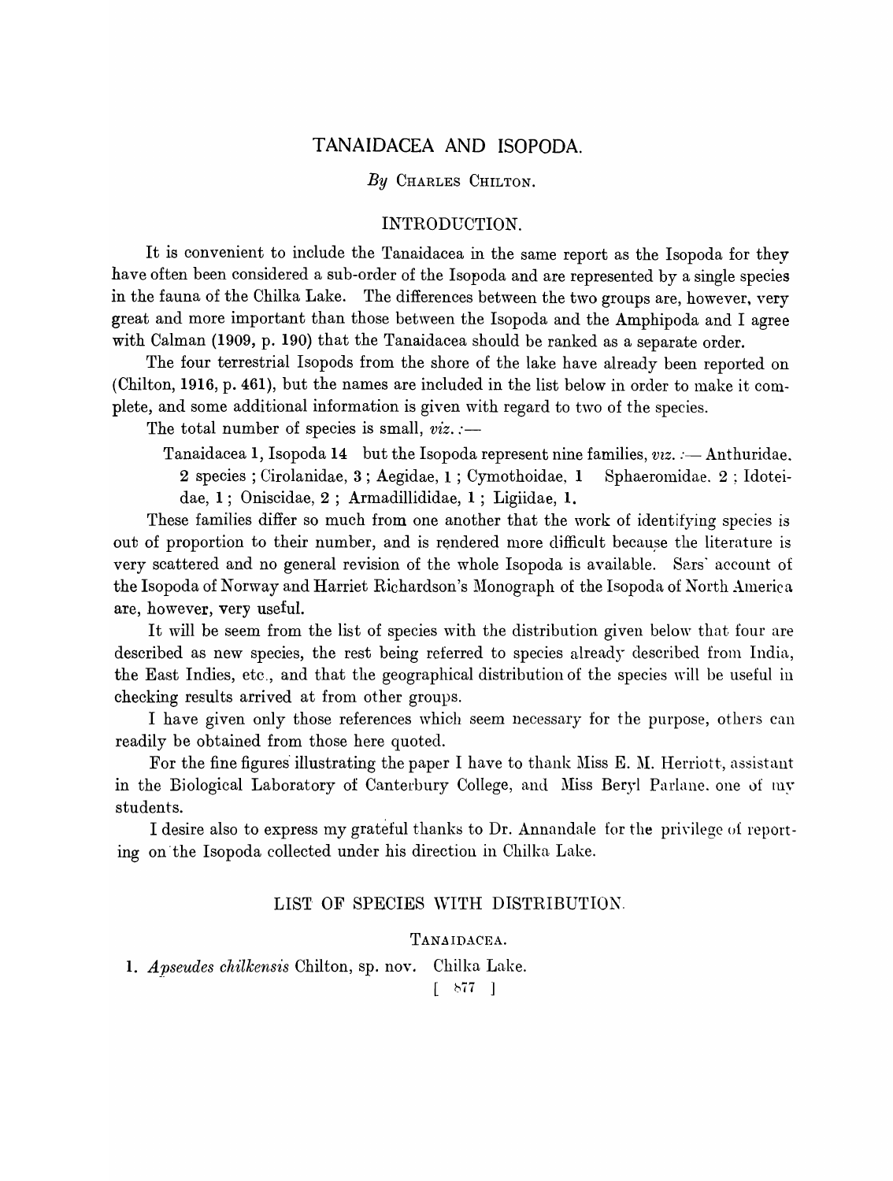# TANAIDACEA AND ISOPODA.

*By* CHARLES CHILTON.

## INTRODUCTION.

It is convenient to include the Tanaidacea in the same report as the Isopoda for they have often been considered a sub-order of the Isopoda and are represented by a single species in the fauna of the Chilka Lake. The differences between the two groups are, however, very great and more important than those between the Isopoda and the Amphipoda and I agree with Calman (**1909**, p. **190**) that the Tanaidacea should be ranked as a separate order.

The four terrestrial Isopods from the shore of the lake have already been reported on (Chilton, **1916**, p. **461**), but the names are included in the list below in order to make it complete, and some additional information is given with regard to two of the species.

The total number of species is small, *viz.* :—

Tanaidacea **1**, Isopoda **14** but the Isopoda represent nine families, *viz.* :— Anthuridae, **2** species ; Cirolanidae, **3** ; Aegidae, **1** ; Cymothoidae, **1** Sphaeromidae, **2** ; Idoteidae, **1** ; Oniscidae, **2** ; Armadillididae, **1** ; Ligiidae, **1**.

These families differ so much from one another that the work of identifying species is out of proportion to their number, and is rendered more difficult because the literature is very scattered and no general revision of the whole Isopoda is available. Sars' account of the Isopoda of Norway and Harriet Richardson's Monograph of the Isopoda of North America are, however, very useful.

It will be seem from the list of species with the distribution given below that four are described as new species, the rest being referred to species already described from India, the East Indies, etc., and that the geographical distribution of the species will be useful in checking results arrived at from other groups.

I have given only those references which seem necessary for the purpose, others can readily be obtained from those here quoted.

For the fine figures illustrating the paper I have to thank Miss E. M. Herriott, assistant in the Biological Laboratory of Canterbury College, and Miss Beryl Parlane, one of my students.

I desire also to express my grateful thanks to Dr. Annandale for the privilege of reporting on the Isopoda collected under his direction in Chilka Lake.

## LIST OF SPECIES WITH DISTRIBUTION.

### TANAIDACEA.

**1.** *Apseudes chilkensis* Chilton, sp. nov. Chilka Lake.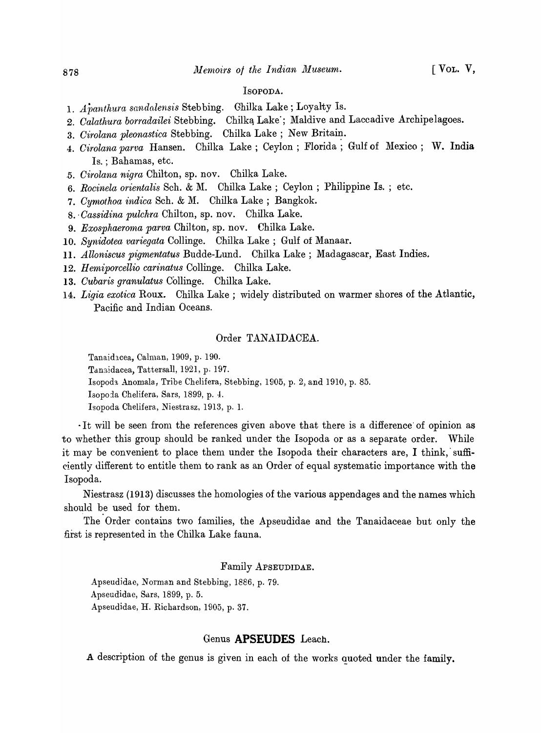## ISOPODA.

1. *Apanthura sandalensis* Stebbing. Chilka Lake; Loyalty Is.
2. *Calathura borradailei* Stebbing. Chilka Lake; Maldive and Laccadive Archipelagoes.
3. *Cirolana pleonastica* Stebbing. Chilka Lake; New Britain.
4. *Cirolana parva* Hansen. Chilka Lake; Ceylon; Florida; Gulf of Mexico; W. India Is.; Bahamas, etc.
5. *Cirolana nigra* Chilton, sp. nov. Chilka Lake.
6. *Rocinela orientalis* Sch. & M. Chilka Lake; Ceylon; Philippine Is.; etc.
7. *Cymothoa indica* Sch. & M. Chilka Lake; Bangkok.
8. *Cassidina pulchra* Chilton, sp. nov. Chilka Lake.
9. *Exosphaeroma parva* Chilton, sp. nov. Chilka Lake.
10. *Synidotea variegata* Collinge. Chilka Lake; Gulf of Manaar.
11. *Alloniscus pigmentatus* Budde-Lund. Chilka Lake; Madagascar, East Indies.
12. *Hemiporcellio carinatus* Collinge. Chilka Lake.
13. *Cubaris granulatus* Collinge. Chilka Lake.
14. *Ligia exotica* Roux. Chilka Lake; widely distributed on warmer shores of the Atlantic, Pacific and Indian Oceans.

## Order TANAIDACEA.

Tanaidacea, Calman, 1909, p. 190.
Tanaidacea, Tattersall, 1921, p. 197.
Isopoda Anomala, Tribe Chelifera, Stebbing, 1905, p. 2, and 1910, p. 85.
Isopoda Chelifera, Sars, 1899, p. 4.
Isopoda Chelifera, Niestrasz, 1913, p. 1.

It will be seen from the references given above that there is a difference of opinion as to whether this group should be ranked under the Isopoda or as a separate order. While it may be convenient to place them under the Isopoda their characters are, I think, sufficiently different to entitle them to rank as an Order of equal systematic importance with the Isopoda.

Niestrasz (1913) discusses the homologies of the various appendages and the names which should be used for them.

The Order contains two families, the Apseudidae and the Tanaidaceae but only the first is represented in the Chilka Lake fauna.

### Family APSEUDIDAE.

Apseudidae, Norman and Stebbing, 1886, p. 79.
Apseudidae, Sars, 1899, p. 5.
Apseudidae, H. Richardson, 1905, p. 37.

### Genus **APSEUDES** Leach.

A description of the genus is given in each of the works quoted under the family.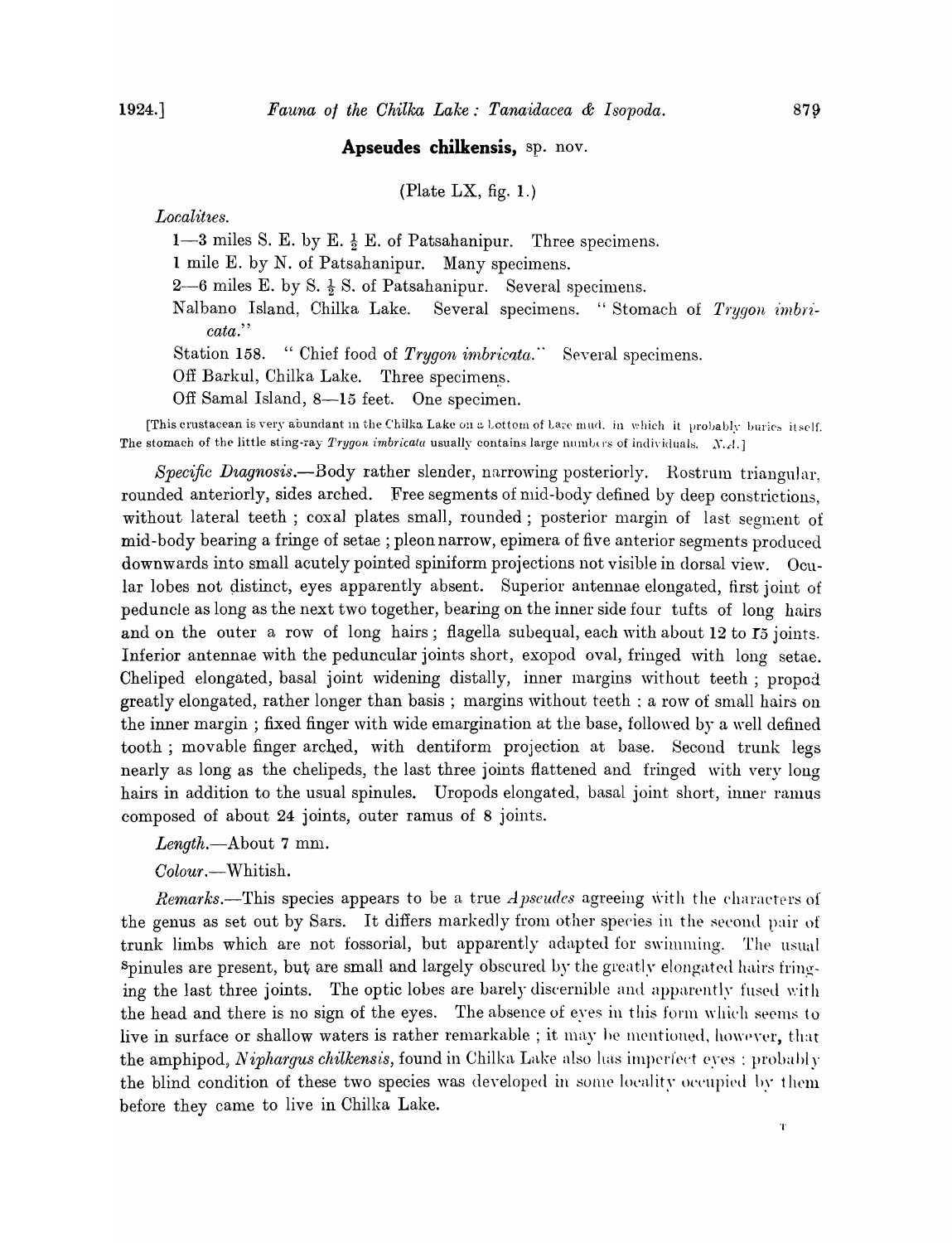## **Apseudes chilkensis**, sp. nov.

(Plate LX, fig. 1.)

*Localities.*

1—3 miles S. E. by E. ½ E. of Patsahanipur. Three specimens.

1 mile E. by N. of Patsahanipur. Many specimens.

2—6 miles E. by S. ½ S. of Patsahanipur. Several specimens.

Nalbano Island, Chilka Lake. Several specimens. "Stomach of *Trygon imbricata.*"

Station 158. "Chief food of *Trygon imbricata.*" Several specimens.

Off Barkul, Chilka Lake. Three specimens.

Off Samal Island, 8—15 feet. One specimen.

[This crustacean is very abundant in the Chilka Lake on a bottom of bare mud, in which it probably buries itself. The stomach of the little sting-ray *Trygon imbricata* usually contains large numbers of individuals. *N.A.*]

*Specific Diagnosis.*—Body rather slender, narrowing posteriorly. Rostrum triangular, rounded anteriorly, sides arched. Free segments of mid-body defined by deep constrictions, without lateral teeth; coxal plates small, rounded; posterior margin of last segment of mid-body bearing a fringe of setae; pleon narrow, epimera of five anterior segments produced downwards into small acutely pointed spiniform projections not visible in dorsal view. Ocular lobes not distinct, eyes apparently absent. Superior antennae elongated, first joint of peduncle as long as the next two together, bearing on the inner side four tufts of long hairs and on the outer a row of long hairs; flagella subequal, each with about 12 to 15 joints. Inferior antennae with the peduncular joints short, exopod oval, fringed with long setae. Cheliped elongated, basal joint widening distally, inner margins without teeth; propod greatly elongated, rather longer than basis; margins without teeth; a row of small hairs on the inner margin; fixed finger with wide emargination at the base, followed by a well defined tooth; movable finger arched, with dentiform projection at base. Second trunk legs nearly as long as the chelipeds, the last three joints flattened and fringed with very long hairs in addition to the usual spinules. Uropods elongated, basal joint short, inner ramus composed of about 24 joints, outer ramus of 8 joints.

*Length.*—About 7 mm.

*Colour.*—Whitish.

*Remarks.*—This species appears to be a true *Apseudes* agreeing with the characters of the genus as set out by Sars. It differs markedly from other species in the second pair of trunk limbs which are not fossorial, but apparently adapted for swimming. The usual spinules are present, but are small and largely obscured by the greatly elongated hairs fringing the last three joints. The optic lobes are barely discernible and apparently fused with the head and there is no sign of the eyes. The absence of eyes in this form which seems to live in surface or shallow waters is rather remarkable; it may be mentioned, however, that the amphipod, *Niphargus chilkensis,* found in Chilka Lake also has imperfect eyes; probably the blind condition of these two species was developed in some locality occupied by them before they came to live in Chilka Lake.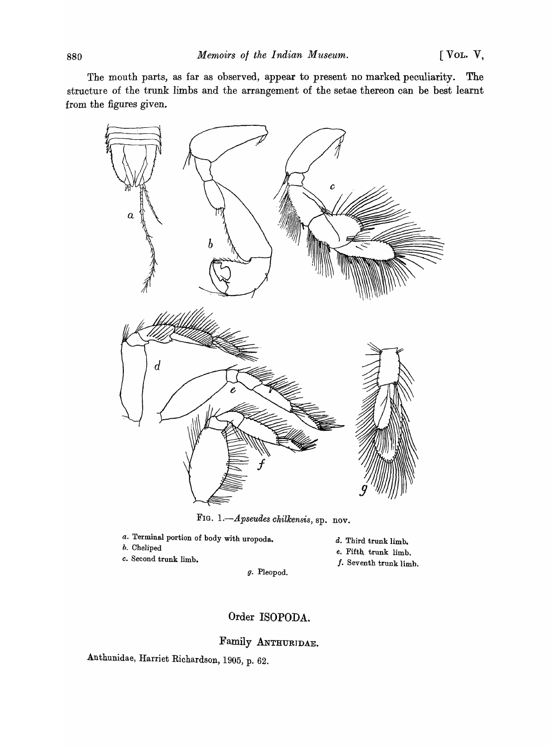The mouth parts, as far as observed, appear to present no marked peculiarity. The structure of the trunk limbs and the arrangement of the setae thereon can be best learnt from the figures given.

FIG. 1.—*Apseudes chilkensis*, sp. nov.

*a*. Terminal portion of body with uropoda.
*b*. Cheliped
*c*. Second trunk limb.
*d*. Third trunk limb.
*e*. Fifth trunk limb.
*f*. Seventh trunk limb.
*g*. Pleopod.

## Order ISOPODA.

### Family ANTHURIDAE.

Anthunidae, Harriet Richardson, 1905, p. 62.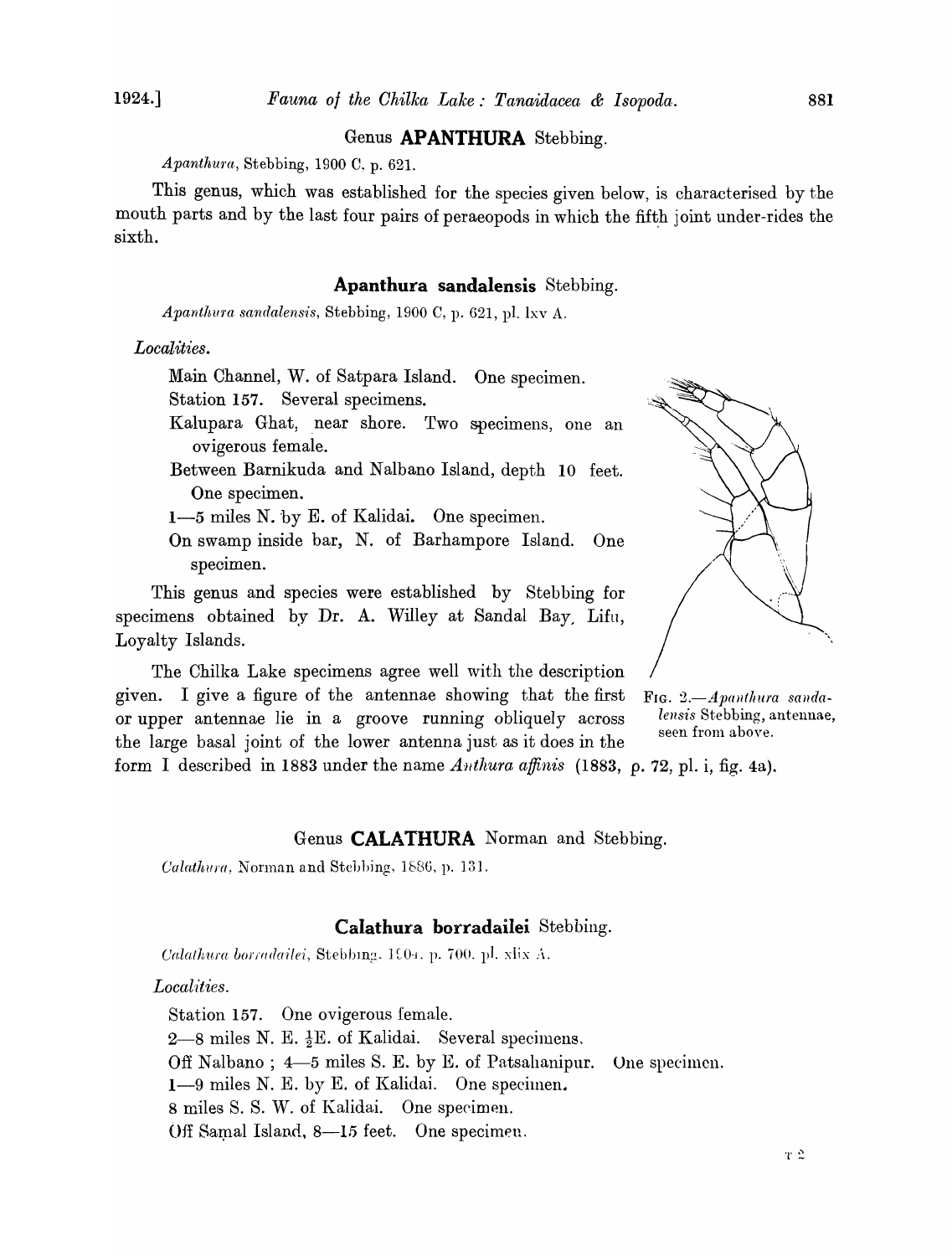## Genus **APANTHURA** Stebbing.

*Apanthura*, Stebbing, 1900 C. p. 621.

This genus, which was established for the species given below, is characterised by the mouth parts and by the last four pairs of peraeopods in which the fifth joint under-rides the sixth.

### **Apanthura sandalensis** Stebbing.

*Apanthura sandalensis*, Stebbing, 1900 C, p. 621, pl. lxv A.

*Localities.*

Main Channel, W. of Satpara Island. One specimen.
Station 157. Several specimens.
Kalupara Ghat, near shore. Two specimens, one an ovigerous female.
Between Barnikuda and Nalbano Island, depth 10 feet. One specimen.
1—5 miles N. by E. of Kalidai. One specimen.
On swamp inside bar, N. of Barhampore Island. One specimen.

This genus and species were established by Stebbing for specimens obtained by Dr. A. Willey at Sandal Bay, Lifu, Loyalty Islands.

The Chilka Lake specimens agree well with the description given. I give a figure of the antennae showing that the first or upper antennae lie in a groove running obliquely across the large basal joint of the lower antenna just as it does in the form I described in 1883 under the name *Anthura affinis* (1883, p. 72, pl. i, fig. 4a).

FIG. 2.—*Apanthura sandalensis* Stebbing, antennae, seen from above.

## Genus **CALATHURA** Norman and Stebbing.

*Calathura*, Norman and Stebbing, 1886, p. 131.

### **Calathura borradailei** Stebbing.

*Calathura borradailei*, Stebbing, 1904, p. 700, pl. xlix A.

*Localities.*

Station 157. One ovigerous female.
2—8 miles N. E. ½E. of Kalidai. Several specimens.
Off Nalbano; 4—5 miles S. E. by E. of Patsahanipur. One specimen.
1—9 miles N. E. by E. of Kalidai. One specimen.
8 miles S. S. W. of Kalidai. One specimen.
Off Samal Island, 8—15 feet. One specimen.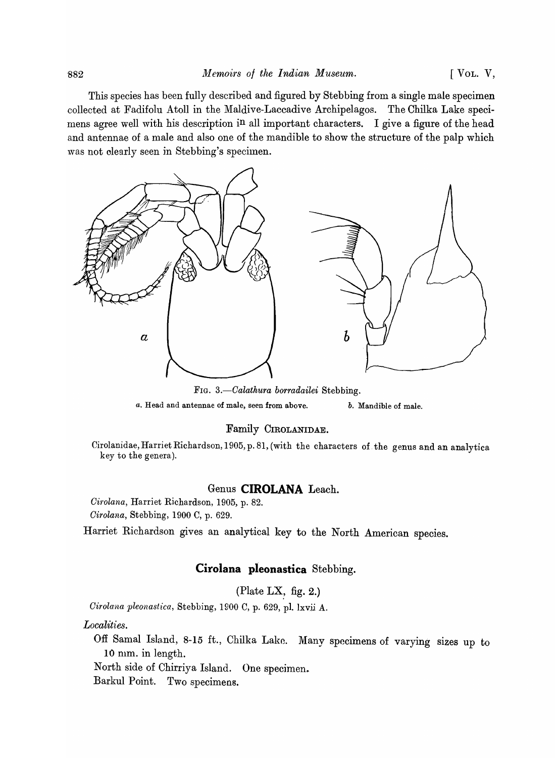This species has been fully described and figured by Stebbing from a single male specimen collected at Fadifolu Atoll in the Maldive-Laccadive Archipelagos. The Chilka Lake specimens agree well with his description in all important characters. I give a figure of the head and antennae of a male and also one of the mandible to show the structure of the palp which was not clearly seen in Stebbing's specimen.

FIG. 3.—*Calathura borradailei* Stebbing.

*a*. Head and antennae of male, seen from above. *b*. Mandible of male.

## Family CIROLANIDAE.

Cirolanidae, Harriet Richardson, 1905, p. 81, (with the characters of the genus and an analytica key to the genera).

## Genus **CIROLANA** Leach.

*Cirolana*, Harriet Richardson, 1905, p. 82.
*Cirolana*, Stebbing, 1900 C, p. 629.

Harriet Richardson gives an analytical key to the North American species.

### **Cirolana pleonastica** Stebbing.

(Plate LX, fig. 2.)

*Cirolana pleonastica*, Stebbing, 1900 C, p. 629, pl. lxvii A.

*Localities.*

Off Samal Island, 8-15 ft., Chilka Lake. Many specimens of varying sizes up to 10 mm. in length.

North side of Chirriya Island. One specimen.

Barkul Point. Two specimens.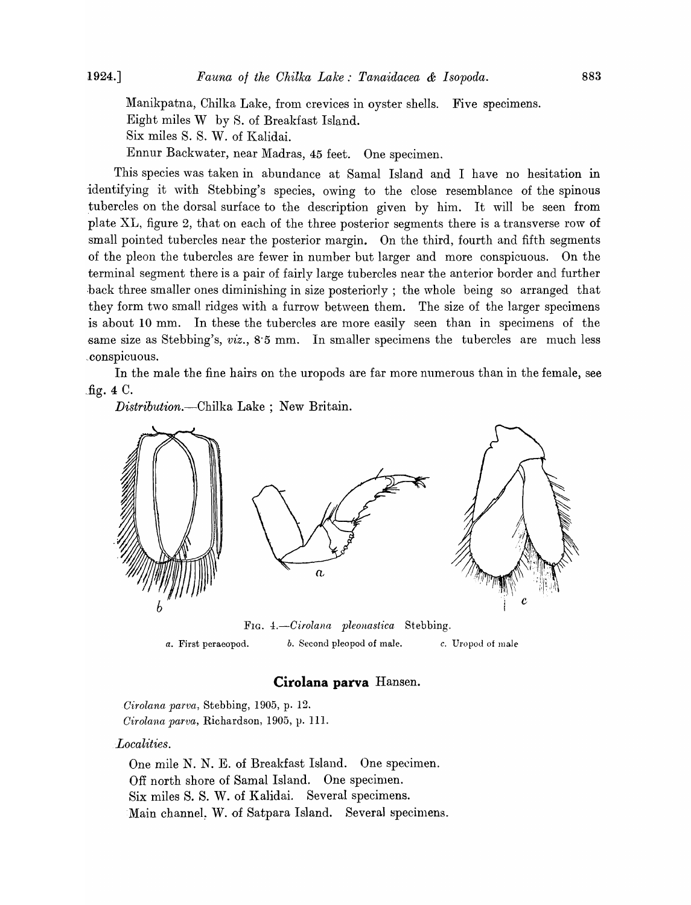Manikpatna, Chilka Lake, from crevices in oyster shells. Five specimens.

Eight miles W by S. of Breakfast Island.

Six miles S. S. W. of Kalidai.

Ennur Backwater, near Madras, 45 feet. One specimen.

This species was taken in abundance at Samal Island and I have no hesitation in identifying it with Stebbing's species, owing to the close resemblance of the spinous tubercles on the dorsal surface to the description given by him. It will be seen from plate XL, figure 2, that on each of the three posterior segments there is a transverse row of small pointed tubercles near the posterior margin. On the third, fourth and fifth segments of the pleon the tubercles are fewer in number but larger and more conspicuous. On the terminal segment there is a pair of fairly large tubercles near the anterior border and further back three smaller ones diminishing in size posteriorly; the whole being so arranged that they form two small ridges with a furrow between them. The size of the larger specimens is about 10 mm. In these the tubercles are more easily seen than in specimens of the same size as Stebbing's, *viz.*, 8·5 mm. In smaller specimens the tubercles are much less conspicuous.

In the male the fine hairs on the uropods are far more numerous than in the female, see fig. 4 C.

*Distribution.*—Chilka Lake; New Britain.

FIG. 4.—*Cirolana pleonastica* Stebbing.

*a.* First peraeopod. *b.* Second pleopod of male. *c.* Uropod of male

## Cirolana parva Hansen.

*Cirolana parva*, Stebbing, 1905, p. 12.

*Cirolana parva*, Richardson, 1905, p. 111.

*Localities.*

One mile N. N. E. of Breakfast Island. One specimen.

Off north shore of Samal Island. One specimen.

Six miles S. S. W. of Kalidai. Several specimens.

Main channel, W. of Satpara Island. Several specimens.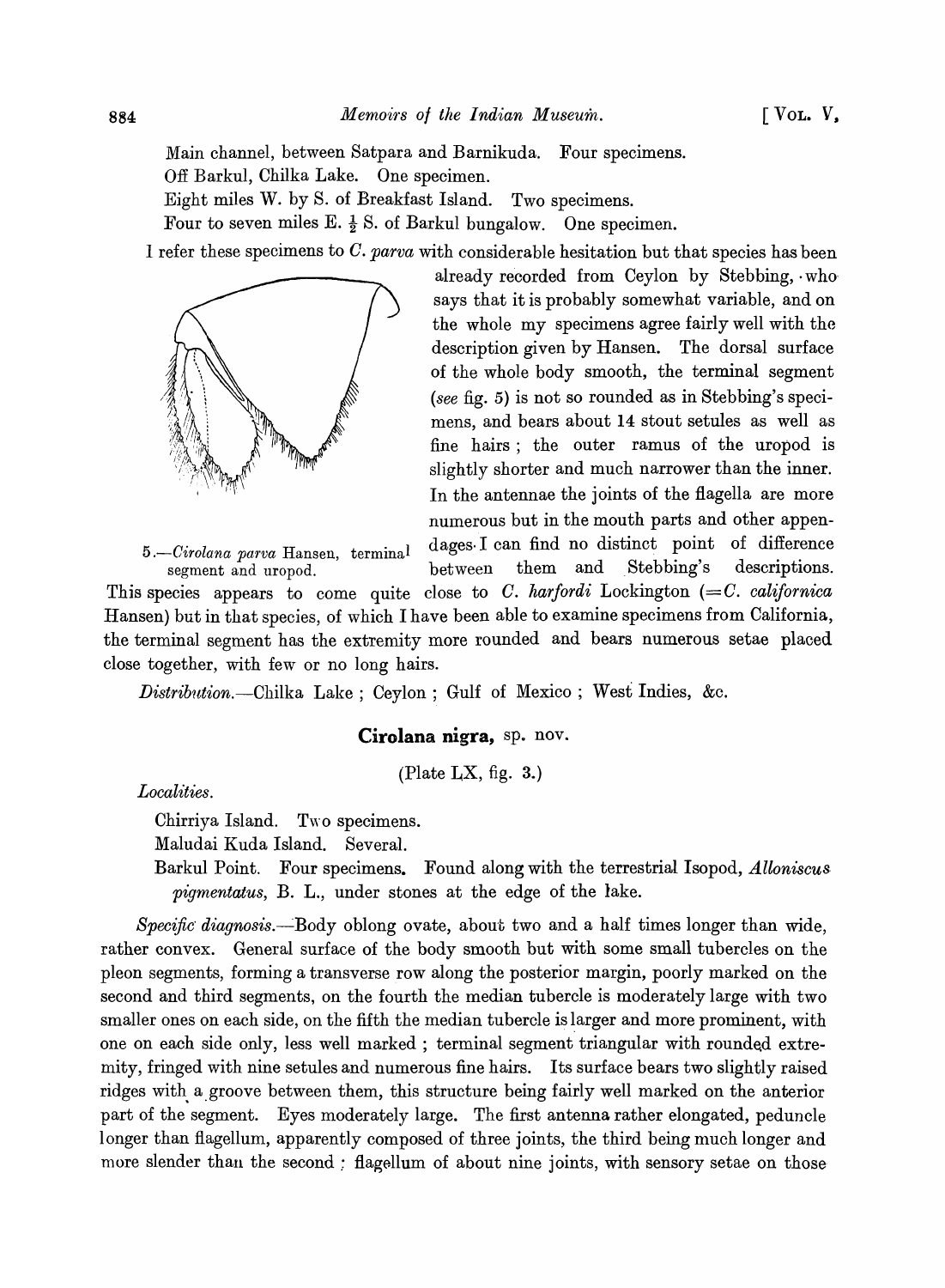Main channel, between Satpara and Barnikuda. Four specimens.
Off Barkul, Chilka Lake. One specimen.
Eight miles W. by S. of Breakfast Island. Two specimens.
Four to seven miles E. ½ S. of Barkul bungalow. One specimen.

I refer these specimens to *C. parva* with considerable hesitation but that species has been already recorded from Ceylon by Stebbing, who says that it is probably somewhat variable, and on the whole my specimens agree fairly well with the description given by Hansen. The dorsal surface of the whole body smooth, the terminal segment (*see* fig. 5) is not so rounded as in Stebbing's specimens, and bears about 14 stout setules as well as fine hairs; the outer ramus of the uropod is slightly shorter and much narrower than the inner. In the antennae the joints of the flagella are more numerous but in the mouth parts and other appendages I can find no distinct point of difference between them and Stebbing's descriptions. This species appears to come quite close to *C. harfordi* Lockington (= *C. californica* Hansen) but in that species, of which I have been able to examine specimens from California, the terminal segment has the extremity more rounded and bears numerous setae placed close together, with few or no long hairs.

5.—*Cirolana parva* Hansen, terminal segment and uropod.

*Distribution.*—Chilka Lake; Ceylon; Gulf of Mexico; West Indies, &c.

## Cirolana nigra, sp. nov.

(Plate LX, fig. 3.)

*Localities.*

Chirriya Island. Two specimens.
Maludai Kuda Island. Several.
Barkul Point. Four specimens. Found along with the terrestrial Isopod, *Alloniscus pigmentatus*, B. L., under stones at the edge of the lake.

*Specific diagnosis.*—Body oblong ovate, about two and a half times longer than wide, rather convex. General surface of the body smooth but with some small tubercles on the pleon segments, forming a transverse row along the posterior margin, poorly marked on the second and third segments, on the fourth the median tubercle is moderately large with two smaller ones on each side, on the fifth the median tubercle is larger and more prominent, with one on each side only, less well marked; terminal segment triangular with rounded extremity, fringed with nine setules and numerous fine hairs. Its surface bears two slightly raised ridges with a groove between them, this structure being fairly well marked on the anterior part of the segment. Eyes moderately large. The first antenna rather elongated, peduncle longer than flagellum, apparently composed of three joints, the third being much longer and more slender than the second; flagellum of about nine joints, with sensory setae on those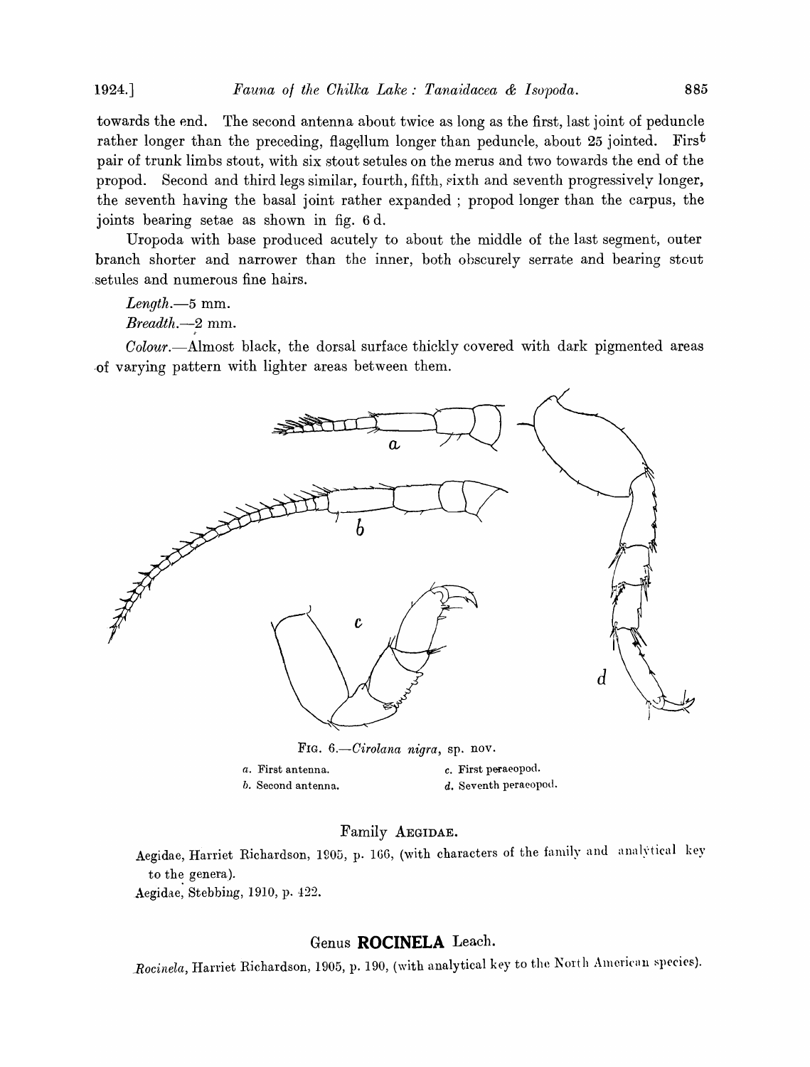towards the end. The second antenna about twice as long as the first, last joint of peduncle rather longer than the preceding, flagellum longer than peduncle, about 25 jointed. First pair of trunk limbs stout, with six stout setules on the merus and two towards the end of the propod. Second and third legs similar, fourth, fifth, sixth and seventh progressively longer, the seventh having the basal joint rather expanded; propod longer than the carpus, the joints bearing setae as shown in fig. 6 d.

Uropoda with base produced acutely to about the middle of the last segment, outer branch shorter and narrower than the inner, both obscurely serrate and bearing stout setules and numerous fine hairs.

*Length.*—5 mm.

*Breadth.*—2 mm.

*Colour.*—Almost black, the dorsal surface thickly covered with dark pigmented areas of varying pattern with lighter areas between them.

FIG. 6.—*Cirolana nigra*, sp. nov.

*a.* First antenna.
*b.* Second antenna.
*c.* First peraeopod.
*d.* Seventh peraeopod.

## Family AEGIDAE.

Aegidae, Harriet Richardson, 1905, p. 166, (with characters of the family and analytical key to the genera).
Aegidae, Stebbing, 1910, p. 422.

## Genus **ROCINELA** Leach.

*Rocinela*, Harriet Richardson, 1905, p. 190, (with analytical key to the North American species).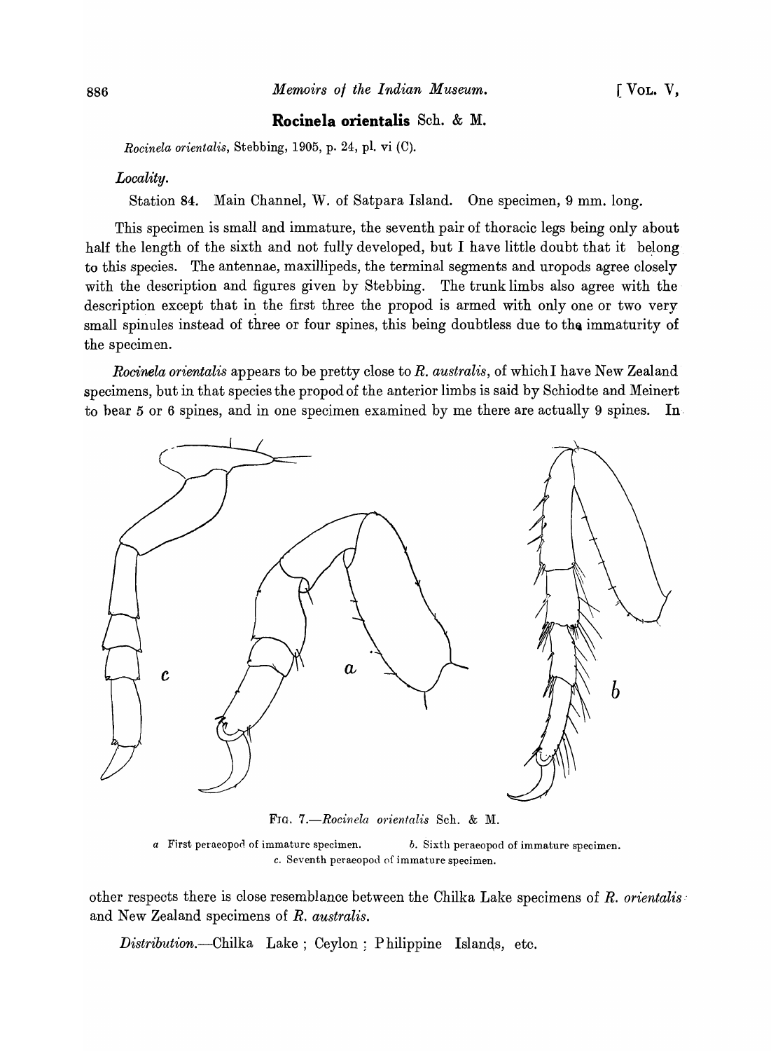## Rocinela orientalis Sch. & M.

*Rocinela orientalis*, Stebbing, 1905, p. 24, pl. vi (C).

*Locality.*

Station 84. Main Channel, W. of Satpara Island. One specimen, 9 mm. long.

This specimen is small and immature, the seventh pair of thoracic legs being only about half the length of the sixth and not fully developed, but I have little doubt that it belong to this species. The antennae, maxillipeds, the terminal segments and uropods agree closely with the description and figures given by Stebbing. The trunk limbs also agree with the description except that in the first three the propod is armed with only one or two very small spinules instead of three or four spines, this being doubtless due to the immaturity of the specimen.

*Rocinela orientalis* appears to be pretty close to *R. australis*, of which I have New Zealand specimens, but in that species the propod of the anterior limbs is said by Schiodte and Meinert to bear 5 or 6 spines, and in one specimen examined by me there are actually 9 spines. In other respects there is close resemblance between the Chilka Lake specimens of *R. orientalis* and New Zealand specimens of *R. australis.*

FIG. 7.—*Rocinela orientalis* Sch. & M.

*a* First peraeopod of immature specimen. *b.* Sixth peraeopod of immature specimen. *c.* Seventh peraeopod of immature specimen.

*Distribution.*—Chilka Lake ; Ceylon ; Philippine Islands, etc.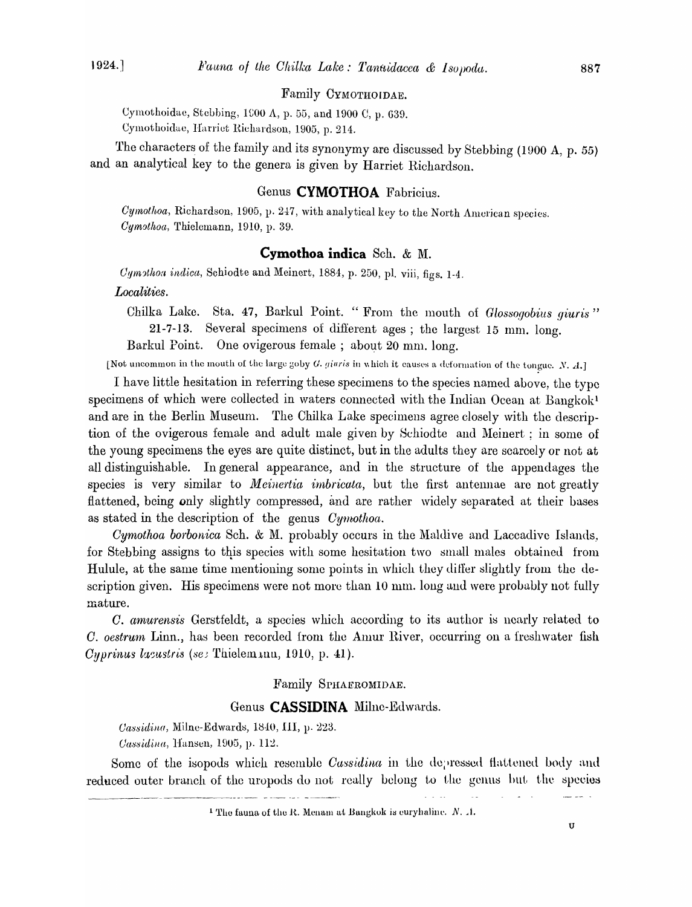Family CYMOTHOIDAE.

Cymothoidae, Stebbing, 1900 A, p. 55, and 1900 C, p. 639.
Cymothoidae, Harriet Richardson, 1905, p. 214.

The characters of the family and its synonymy are discussed by Stebbing (1900 A, p. 55) and an analytical key to the genera is given by Harriet Richardson.

## Genus **CYMOTHOA** Fabricius.

*Cymothoa*, Richardson, 1905, p. 247, with analytical key to the North American species.
*Cymothoa*, Thielemann, 1910, p. 39.

### **Cymothoa indica** Sch. & M.

*Cymothoa indica*, Schiodte and Meinert, 1884, p. 250, pl. viii, figs. 1-4.

*Localities.*

Chilka Lake. Sta. 47, Barkul Point. "From the mouth of *Glossogobius giuris*" 21-7-13. Several specimens of different ages; the largest 15 mm. long.
Barkul Point. One ovigerous female; about 20 mm. long.

[Not uncommon in the mouth of the large goby *G. giuris* in which it causes a deformation of the tongue. *N. A.*]

I have little hesitation in referring these specimens to the species named above, the type specimens of which were collected in waters connected with the Indian Ocean at Bangkok[1] and are in the Berlin Museum. The Chilka Lake specimens agree closely with the description of the ovigerous female and adult male given by Schiodte and Meinert; in some of the young specimens the eyes are quite distinct, but in the adults they are scarcely or not at all distinguishable. In general appearance, and in the structure of the appendages the species is very similar to *Meinertia imbricata*, but the first antennae are not greatly flattened, being only slightly compressed, and are rather widely separated at their bases as stated in the description of the genus *Cymothoa*.

*Cymothoa borbonica* Sch. & M. probably occurs in the Maldive and Laccadive Islands, for Stebbing assigns to this species with some hesitation two small males obtained from Hulule, at the same time mentioning some points in which they differ slightly from the description given. His specimens were not more than 10 mm. long and were probably not fully mature.

*C. amurensis* Gerstfeldt, a species which according to its author is nearly related to *C. oestrum* Linn., has been recorded from the Amur River, occurring on a freshwater fish *Cyprinus lacustris* (see Thielemann, 1910, p. 41).

Family SPHAEROMIDAE.

## Genus **CASSIDINA** Milne-Edwards.

*Cassidina*, Milne-Edwards, 1840, III, p. 223.
*Cassidina*, Hansen, 1905, p. 112.

Some of the isopods which resemble *Cassidina* in the depressed flattened body and reduced outer branch of the uropods do not really belong to the genus but the species

---

[1] The fauna of the R. Menam at Bangkok is euryhaline. *N. A.*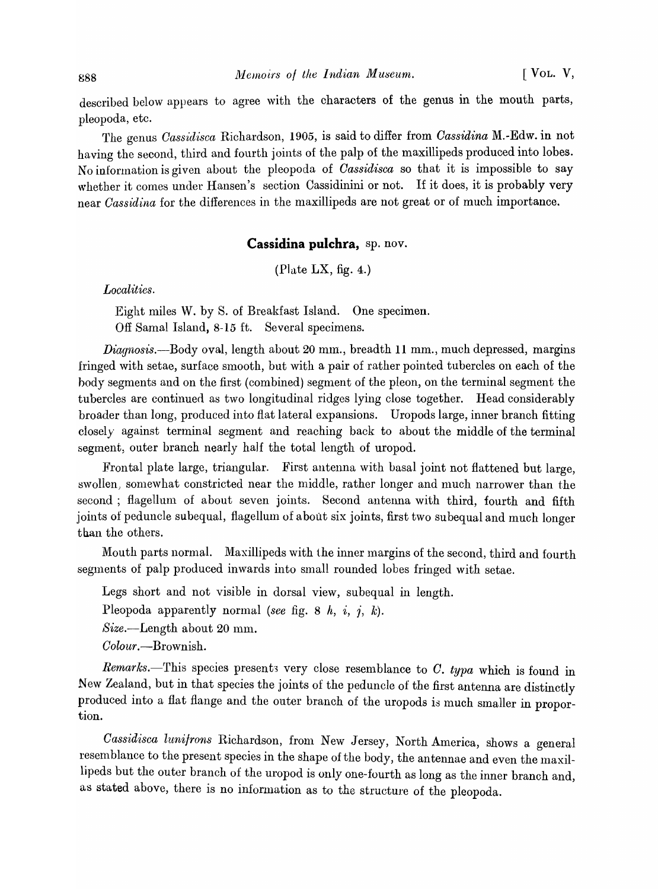described below appears to agree with the characters of the genus in the mouth parts, pleopoda, etc.

The genus *Cassidisca* Richardson, 1905, is said to differ from *Cassidina* M.-Edw. in not having the second, third and fourth joints of the palp of the maxillipeds produced into lobes. No information is given about the pleopoda of *Cassidisca* so that it is impossible to say whether it comes under Hansen's section Cassidinini or not. If it does, it is probably very near *Cassidina* for the differences in the maxillipeds are not great or of much importance.

## Cassidina pulchra, sp. nov.

(Plate LX, fig. 4.)

*Localities.*

Eight miles W. by S. of Breakfast Island. One specimen.
Off Samal Island, 8-15 ft. Several specimens.

*Diagnosis.*—Body oval, length about 20 mm., breadth 11 mm., much depressed, margins fringed with setae, surface smooth, but with a pair of rather pointed tubercles on each of the body segments and on the first (combined) segment of the pleon, on the terminal segment the tubercles are continued as two longitudinal ridges lying close together. Head considerably broader than long, produced into flat lateral expansions. Uropods large, inner branch fitting closely against terminal segment and reaching back to about the middle of the terminal segment, outer branch nearly half the total length of uropod.

Frontal plate large, triangular. First antenna with basal joint not flattened but large, swollen, somewhat constricted near the middle, rather longer and much narrower than the second ; flagellum of about seven joints. Second antenna with third, fourth and fifth joints of peduncle subequal, flagellum of about six joints, first two subequal and much longer than the others.

Mouth parts normal. Maxillipeds with the inner margins of the second, third and fourth segments of palp produced inwards into small rounded lobes fringed with setae.

Legs short and not visible in dorsal view, subequal in length.

Pleopoda apparently normal (*see* fig. 8 *h, i, j, k*).

*Size.*—Length about 20 mm.

*Colour.*—Brownish.

*Remarks.*—This species presents very close resemblance to *C. typa* which is found in New Zealand, but in that species the joints of the peduncle of the first antenna are distinctly produced into a flat flange and the outer branch of the uropods is much smaller in proportion.

*Cassidisca lunifrons* Richardson, from New Jersey, North America, shows a general resemblance to the present species in the shape of the body, the antennae and even the maxillipeds but the outer branch of the uropod is only one-fourth as long as the inner branch and, as stated above, there is no information as to the structure of the pleopoda.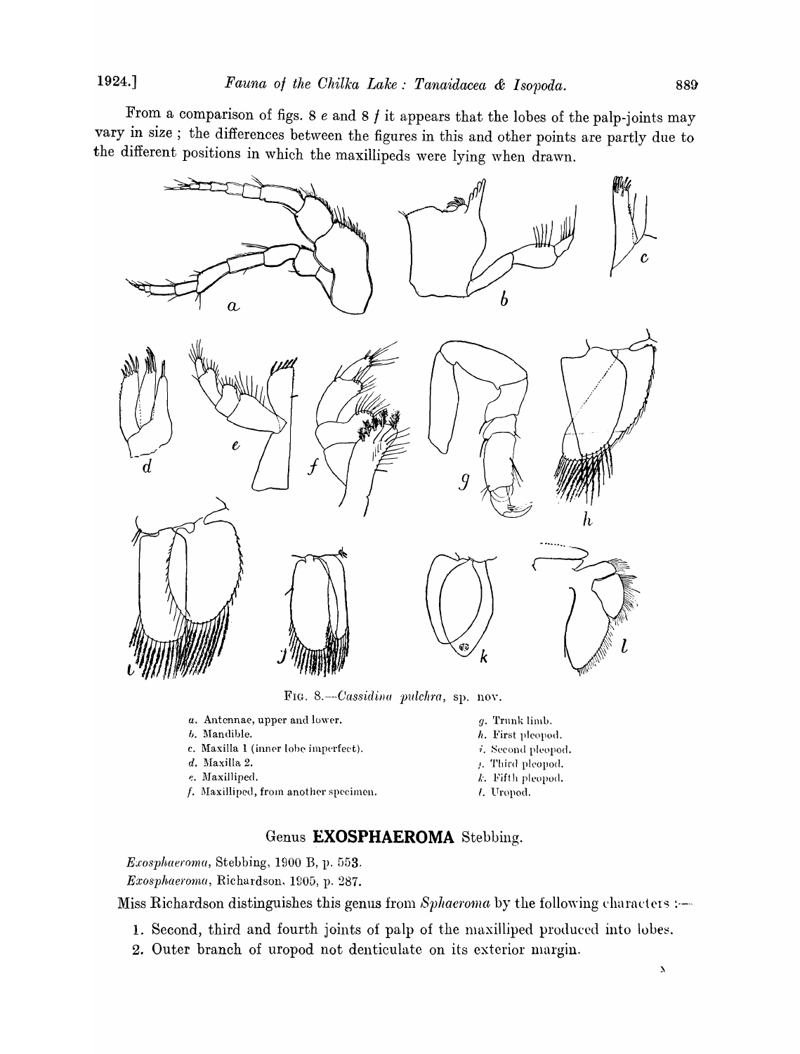From a comparison of figs. 8 *e* and 8 *f* it appears that the lobes of the palp-joints may vary in size ; the differences between the figures in this and other points are partly due to the different positions in which the maxillipeds were lying when drawn.

FIG. 8.—*Cassidina pulchra*, sp. nov.

*a*. Antennae, upper and lower.
*b*. Mandible.
*c*. Maxilla 1 (inner lobe imperfect).
*d*. Maxilla 2.
*e*. Maxilliped.
*f*. Maxilliped, from another specimen.
*g*. Trunk limb.
*h*. First pleopod.
*i*. Second pleopod.
*j*. Third pleopod.
*k*. Fifth pleopod.
*l*. Uropod.

## Genus **EXOSPHAEROMA** Stebbing.

*Exosphaeroma*, Stebbing, 1900 B, p. 553.
*Exosphaeroma*, Richardson, 1905, p. 287.

Miss Richardson distinguishes this genus from *Sphaeroma* by the following characters :—

1. Second, third and fourth joints of palp of the maxilliped produced into lobes.
2. Outer branch of uropod not denticulate on its exterior margin.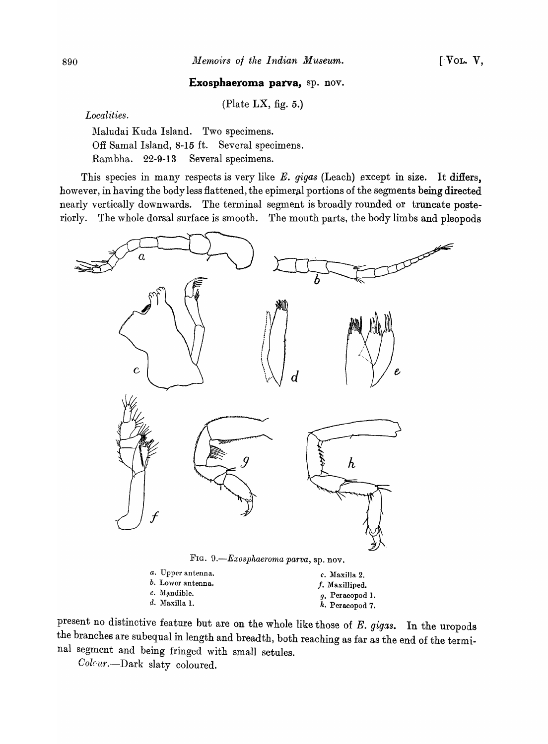## **Exosphaeroma parva,** sp. nov.

(Plate LX, fig. 5.)

*Localities.*

Maludai Kuda Island. Two specimens.
Off Samal Island, 8-15 ft. Several specimens.
Rambha. 22-9-13 Several specimens.

This species in many respects is very like *E. gigas* (Leach) except in size. It differs, however, in having the body less flattened, the epimeral portions of the segments being directed nearly vertically downwards. The terminal segment is broadly rounded or truncate posteriorly. The whole dorsal surface is smooth. The mouth parts, the body limbs and pleopods present no distinctive feature but are on the whole like those of *E. gigas*. In the uropods the branches are subequal in length and breadth, both reaching as far as the end of the terminal segment and being fringed with small setules.

FIG. 9.—*Exosphaeroma parva*, sp. nov.

*a.* Upper antenna.
*b.* Lower antenna.
*c.* Mandible.
*d.* Maxilla 1.
*e.* Maxilla 2.
*f.* Maxilliped.
*g.* Peraeopod 1.
*h.* Peraeopod 7.

*Colour.*—Dark slaty coloured.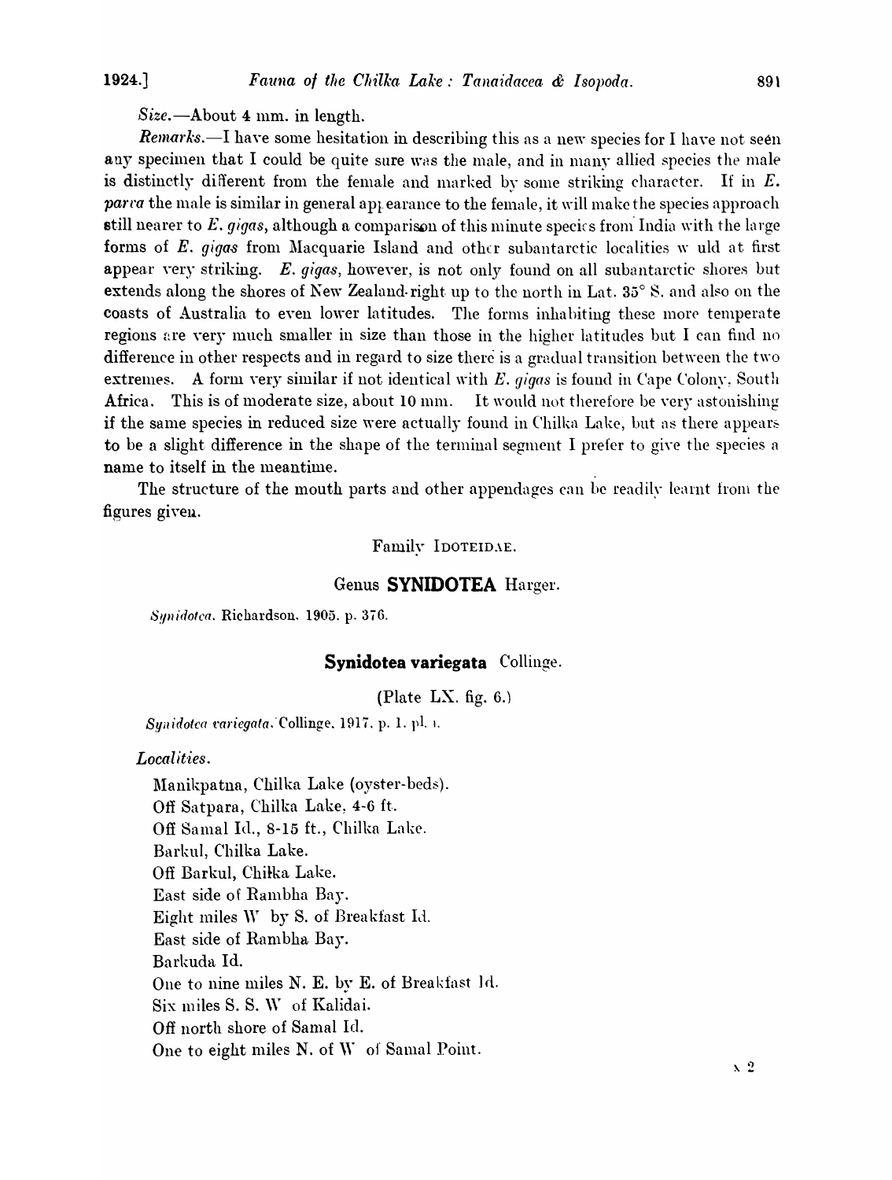*Size.*—About 4 mm. in length.

*Remarks.*—I have some hesitation in describing this as a new species for I have not seen any specimen that I could be quite sure was the male, and in many allied species the male is distinctly different from the female and marked by some striking character. If in *E. parva* the male is similar in general appearance to the female, it will make the species approach still nearer to *E. gigas*, although a comparison of this minute species from India with the large forms of *E. gigas* from Macquarie Island and other subantarctic localities would at first appear very striking. *E. gigas*, however, is not only found on all subantarctic shores but extends along the shores of New Zealand right up to the north in Lat. 35° S. and also on the coasts of Australia to even lower latitudes. The forms inhabiting these more temperate regions are very much smaller in size than those in the higher latitudes but I can find no difference in other respects and in regard to size there is a gradual transition between the two extremes. A form very similar if not identical with *E. gigas* is found in Cape Colony, South Africa. This is of moderate size, about 10 mm. It would not therefore be very astonishing if the same species in reduced size were actually found in Chilka Lake, but as there appears to be a slight difference in the shape of the terminal segment I prefer to give the species a name to itself in the meantime.

The structure of the mouth parts and other appendages can be readily learnt from the figures given.

## Family IDOTEIDAE.

### Genus **SYNIDOTEA** Harger.

*Synidotea*. Richardson. 1905. p. 376.

### **Synidotea variegata** Collinge.

(Plate LX. fig. 6.)

*Synidotea variegata*. Collinge. 1917. p. 1. pl. I.

*Localities.*

Manikpatna, Chilka Lake (oyster-beds).
Off Satpara, Chilka Lake, 4-6 ft.
Off Samal Id., 8-15 ft., Chilka Lake.
Barkul, Chilka Lake.
Off Barkul, Chilka Lake.
East side of Rambha Bay.
Eight miles W by S. of Breakfast Id.
East side of Rambha Bay.
Barkuda Id.
One to nine miles N. E. by E. of Breakfast Id.
Six miles S. S. W of Kalidai.
Off north shore of Samal Id.
One to eight miles N. of W of Samal Point.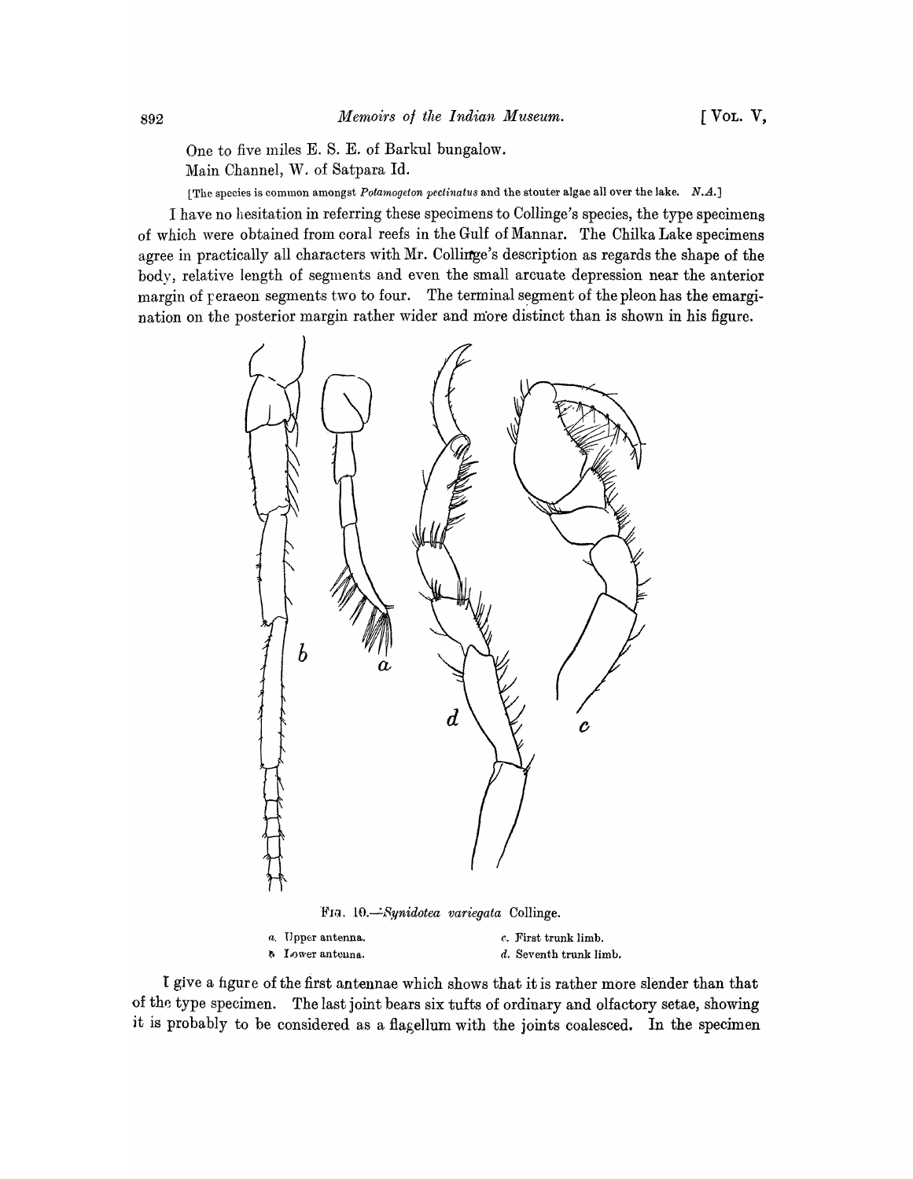One to five miles E. S. E. of Barkul bungalow.
Main Channel, W. of Satpara Id.

[The species is common amongst *Potamogeton pectinatus* and the stouter algae all over the lake. *N.A.*]

I have no hesitation in referring these specimens to Collinge's species, the type specimens of which were obtained from coral reefs in the Gulf of Mannar. The Chilka Lake specimens agree in practically all characters with Mr. Collinge's description as regards the shape of the body, relative length of segments and even the small arcuate depression near the anterior margin of peraeon segments two to four. The terminal segment of the pleon has the emargination on the posterior margin rather wider and more distinct than is shown in his figure.

FIG. 10.—*Synidotea variegata* Collinge.

*a.* Upper antenna.
*b.* Lower antenna.
*c.* First trunk limb.
*d.* Seventh trunk limb.

I give a figure of the first antennae which shows that it is rather more slender than that of the type specimen. The last joint bears six tufts of ordinary and olfactory setae, showing it is probably to be considered as a flagellum with the joints coalesced. In the specimen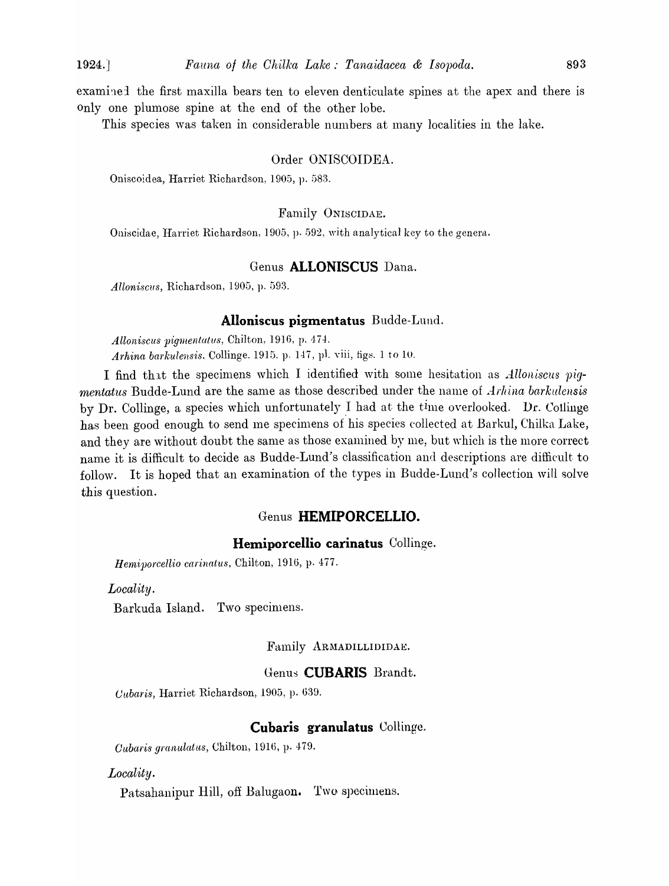examined the first maxilla bears ten to eleven denticulate spines at the apex and there is only one plumose spine at the end of the other lobe.

This species was taken in considerable numbers at many localities in the lake.

## Order ONISCOIDEA.

Oniscoidea, Harriet Richardson, 1905, p. 583.

### Family ONISCIDAE.

Oniscidae, Harriet Richardson, 1905, p. 592, with analytical key to the genera.

### Genus **ALLONISCUS** Dana.

*Alloniscus*, Richardson, 1905, p. 593.

#### **Alloniscus pigmentatus** Budde-Lund.

*Alloniscus pigmentatus*, Chilton, 1916, p. 474.
*Arhina barkulensis*. Collinge. 1915. p. 147, pl. viii, figs. 1 to 10.

I find that the specimens which I identified with some hesitation as *Alloniscus pigmentatus* Budde-Lund are the same as those described under the name of *Arhina barkulensis* by Dr. Collinge, a species which unfortunately I had at the time overlooked. Dr. Collinge has been good enough to send me specimens of his species collected at Barkul, Chilka Lake, and they are without doubt the same as those examined by me, but which is the more correct name it is difficult to decide as Budde-Lund's classification and descriptions are difficult to follow. It is hoped that an examination of the types in Budde-Lund's collection will solve this question.

### Genus **HEMIPORCELLIO.**

#### **Hemiporcellio carinatus** Collinge.

*Hemiporcellio carinatus*, Chilton, 1916, p. 477.

*Locality.*

Barkuda Island. Two specimens.

### Family ARMADILLIDIDAE.

### Genus **CUBARIS** Brandt.

*Cubaris*, Harriet Richardson, 1905, p. 639.

#### **Cubaris granulatus** Collinge.

*Cubaris granulatus*, Chilton, 1916, p. 479.

*Locality.*

Patsahanipur Hill, off Balugaon. Two specimens.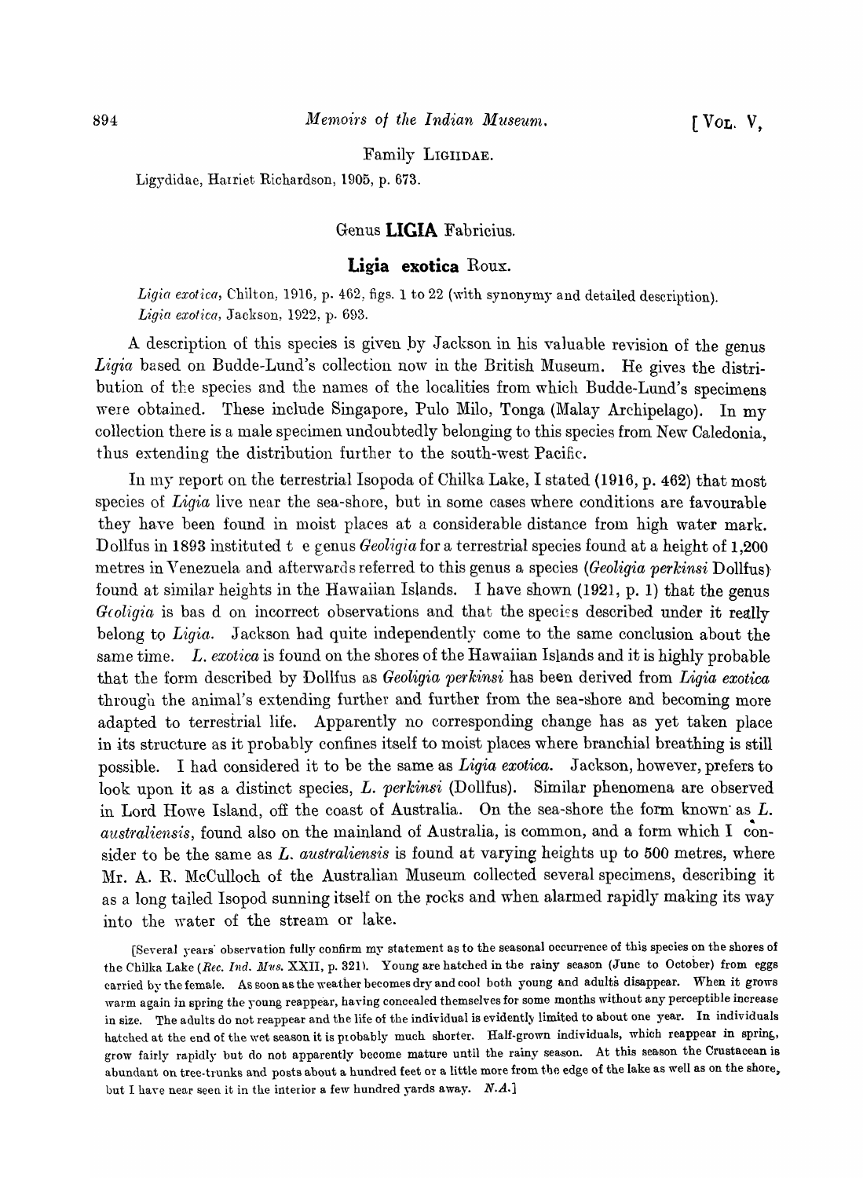### Family LIGIIDAE.

Ligydidae, Harriet Richardson, 1905, p. 673.

## Genus **LIGIA** Fabricius.

### **Ligia exotica** Roux.

*Ligia exotica*, Chilton, 1916, p. 462, figs. 1 to 22 (with synonymy and detailed description).
*Ligia exotica*, Jackson, 1922, p. 693.

A description of this species is given by Jackson in his valuable revision of the genus *Ligia* based on Budde-Lund's collection now in the British Museum. He gives the distribution of the species and the names of the localities from which Budde-Lund's specimens were obtained. These include Singapore, Pulo Milo, Tonga (Malay Archipelago). In my collection there is a male specimen undoubtedly belonging to this species from New Caledonia, thus extending the distribution further to the south-west Pacific.

In my report on the terrestrial Isopoda of Chilka Lake, I stated (1916, p. 462) that most species of *Ligia* live near the sea-shore, but in some cases where conditions are favourable they have been found in moist places at a considerable distance from high water mark. Dollfus in 1893 instituted t e genus *Geoligia* for a terrestrial species found at a height of 1,200 metres in Venezuela and afterwards referred to this genus a species (*Geoligia perkinsi* Dollfus) found at similar heights in the Hawaiian Islands. I have shown (1921, p. 1) that the genus *Geoligia* is bas d on incorrect observations and that the species described under it really belong to *Ligia*. Jackson had quite independently come to the same conclusion about the same time. *L. exotica* is found on the shores of the Hawaiian Islands and it is highly probable that the form described by Dollfus as *Geoligia perkinsi* has been derived from *Ligia exotica* through the animal's extending further and further from the sea-shore and becoming more adapted to terrestrial life. Apparently no corresponding change has as yet taken place in its structure as it probably confines itself to moist places where branchial breathing is still possible. I had considered it to be the same as *Ligia exotica*. Jackson, however, prefers to look upon it as a distinct species, *L. perkinsi* (Dollfus). Similar phenomena are observed in Lord Howe Island, off the coast of Australia. On the sea-shore the form known as *L. australiensis*, found also on the mainland of Australia, is common, and a form which I consider to be the same as *L. australiensis* is found at varying heights up to 500 metres, where Mr. A. R. McCulloch of the Australian Museum collected several specimens, describing it as a long tailed Isopod sunning itself on the rocks and when alarmed rapidly making its way into the water of the stream or lake.

[Several years' observation fully confirm my statement as to the seasonal occurrence of this species on the shores of the Chilka Lake (*Rec. Ind. Mus.* XXII, p. 321). Young are hatched in the rainy season (June to October) from eggs carried by the female. As soon as the weather becomes dry and cool both young and adults disappear. When it grows warm again in spring the young reappear, having concealed themselves for some months without any perceptible increase in size. The adults do not reappear and the life of the individual is evidently limited to about one year. In individuals hatched at the end of the wet season it is probably much shorter. Half-grown individuals, which reappear in spring, grow fairly rapidly but do not apparently become mature until the rainy season. At this season the Crustacean is abundant on tree-trunks and posts about a hundred feet or a little more from the edge of the lake as well as on the shore, but I have near seen it in the interior a few hundred yards away. *N.A.*]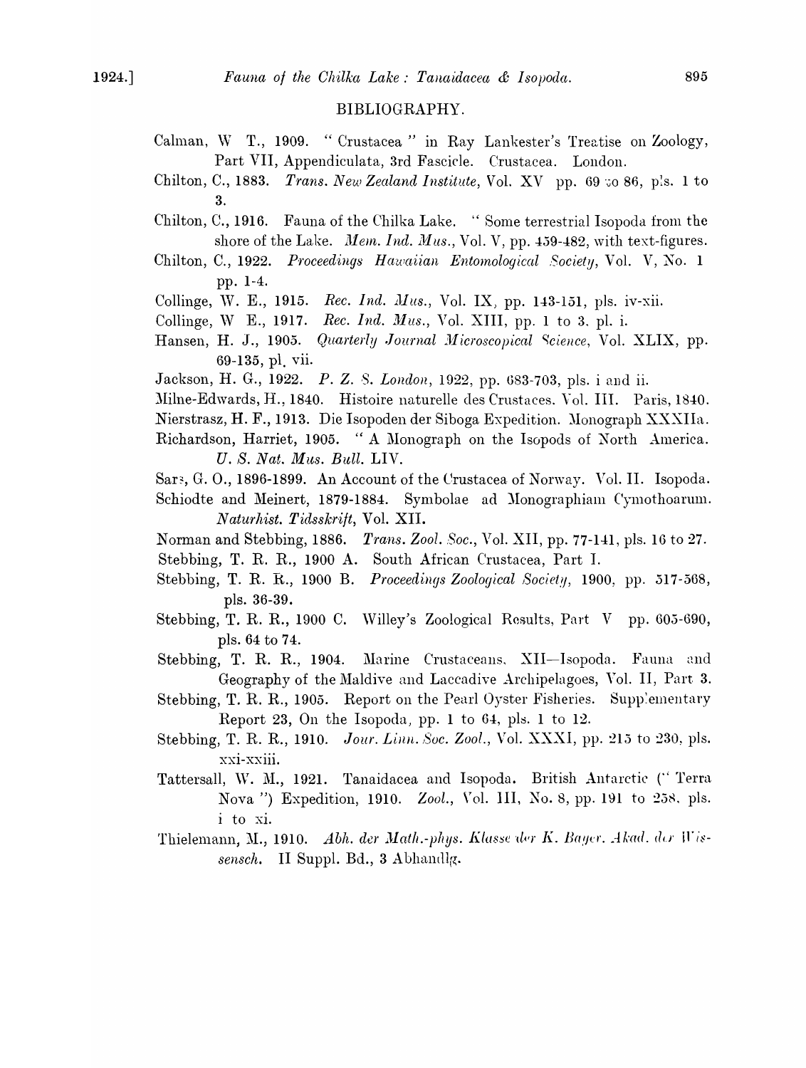## BIBLIOGRAPHY.

Calman, W T., 1909. " Crustacea " in Ray Lankester's Treatise on Zoology, Part VII, Appendiculata, 3rd Fascicle. Crustacea. London.

Chilton, C., 1883. *Trans. New Zealand Institute*, Vol. XV pp. 69 to 86, pls. 1 to 3.

Chilton, C., 1916. Fauna of the Chilka Lake. " Some terrestrial Isopoda from the shore of the Lake. *Mem. Ind. Mus.*, Vol. V, pp. 459-482, with text-figures.

Chilton, C., 1922. *Proceedings Hawaiian Entomological Society*, Vol. V, No. 1 pp. 1-4.

Collinge, W. E., 1915. *Rec. Ind. Mus.*, Vol. IX, pp. 143-151, pls. iv-xii.

Collinge, W E., 1917. *Rec. Ind. Mus.*, Vol. XIII, pp. 1 to 3. pl. i.

Hansen, H. J., 1905. *Quarterly Journal Microscopical Science*, Vol. XLIX, pp. 69-135, pl. vii.

Jackson, H. G., 1922. *P. Z. S. London*, 1922, pp. 683-703, pls. i and ii.

Milne-Edwards, H., 1840. Histoire naturelle des Crustaces. Vol. III. Paris, 1840.

Nierstrasz, H. F., 1913. Die Isopoden der Siboga Expedition. Monograph XXXIIa.

Richardson, Harriet, 1905. " A Monograph on the Isopods of North America. *U. S. Nat. Mus. Bull.* LIV.

Sars, G. O., 1896-1899. An Account of the Crustacea of Norway. Vol. II. Isopoda.

Schiodte and Meinert, 1879-1884. Symbolae ad Monographiam Cymothoarum. *Naturhist. Tidsskrift*, Vol. XII.

Norman and Stebbing, 1886. *Trans. Zool. Soc.*, Vol. XII, pp. 77-141, pls. 16 to 27.

Stebbing, T. R. R., 1900 A. South African Crustacea, Part I.

Stebbing, T. R. R., 1900 B. *Proceedings Zoological Society*, 1900, pp. 517-568, pls. 36-39.

Stebbing, T. R. R., 1900 C. Willey's Zoological Results, Part V pp. 605-690, pls. 64 to 74.

Stebbing, T. R. R., 1904. Marine Crustaceans, XII—Isopoda. Fauna and Geography of the Maldive and Laccadive Archipelagoes, Vol. II, Part 3.

Stebbing, T. R. R., 1905. Report on the Pearl Oyster Fisheries. Supplementary Report 23, On the Isopoda, pp. 1 to 64, pls. 1 to 12.

Stebbing, T. R. R., 1910. *Jour. Linn. Soc. Zool.*, Vol. XXXI, pp. 215 to 230, pls. xxi-xxiii.

Tattersall, W. M., 1921. Tanaidacea and Isopoda. British Antarctic (" Terra Nova ") Expedition, 1910. *Zool.*, Vol. III, No. 8, pp. 191 to 258, pls. i to xi.

Thielemann, M., 1910. *Abh. der Math.-phys. Klasse der K. Bayer. Akad. der Wissensch.* II Suppl. Bd., 3 Abhandlg.